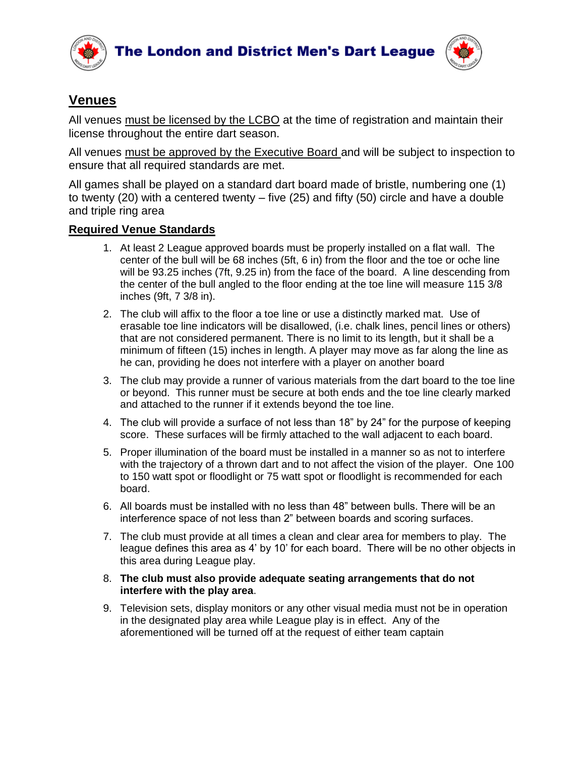# The London and District Men's Dart League

## Venues

All venues must be licensed by the LCBO at the time of registration and maintain their license throughout the entire dart season.

All venues must be approved by the Executive Board and will be subject to inspection to ensure that all required standards are met.

All games shall be played on a standard dart board made of bristle, numbering one (1) to twenty (20) with a centered twenty – five (25) and fifty (50) circle and have a double and triple ring area

### Required Venue Standards

1. At least 2 League approved boards must be properly installed on a flat wall. The center of the bull will be 68 inches (5ft, 6 in) from the floor and the toe or oche line will be 93.25 inches (7ft, 9.25 in) from the face of the board. A line descending from the center of the bull angled to the floor ending at the toe line will measure 115 3/8 inches (9ft, 7 3/8 in).
2. The club will affix to the floor a toe line or use a distinctly marked mat. Use of erasable toe line indicators will be disallowed, (i.e. chalk lines, pencil lines or others) that are not considered permanent. There is no limit to its length, but it shall be a minimum of fifteen (15) inches in length. A player may move as far along the line as he can, providing he does not interfere with a player on another board
3. The club may provide a runner of various materials from the dart board to the toe line or beyond. This runner must be secure at both ends and the toe line clearly marked and attached to the runner if it extends beyond the toe line.
4. The club will provide a surface of not less than 18" by 24" for the purpose of keeping score. These surfaces will be firmly attached to the wall adjacent to each board.
5. Proper illumination of the board must be installed in a manner so as not to interfere with the trajectory of a thrown dart and to not affect the vision of the player. One 100 to 150 watt spot or floodlight or 75 watt spot or floodlight is recommended for each board.
6. All boards must be installed with no less than 48" between bulls. There will be an interference space of not less than 2" between boards and scoring surfaces.
7. The club must provide at all times a clean and clear area for members to play. The league defines this area as 4' by 10' for each board. There will be no other objects in this area during League play.
8. **The club must also provide adequate seating arrangements that do not interfere with the play area**.
9. Television sets, display monitors or any other visual media must not be in operation in the designated play area while League play is in effect. Any of the aforementioned will be turned off at the request of either team captain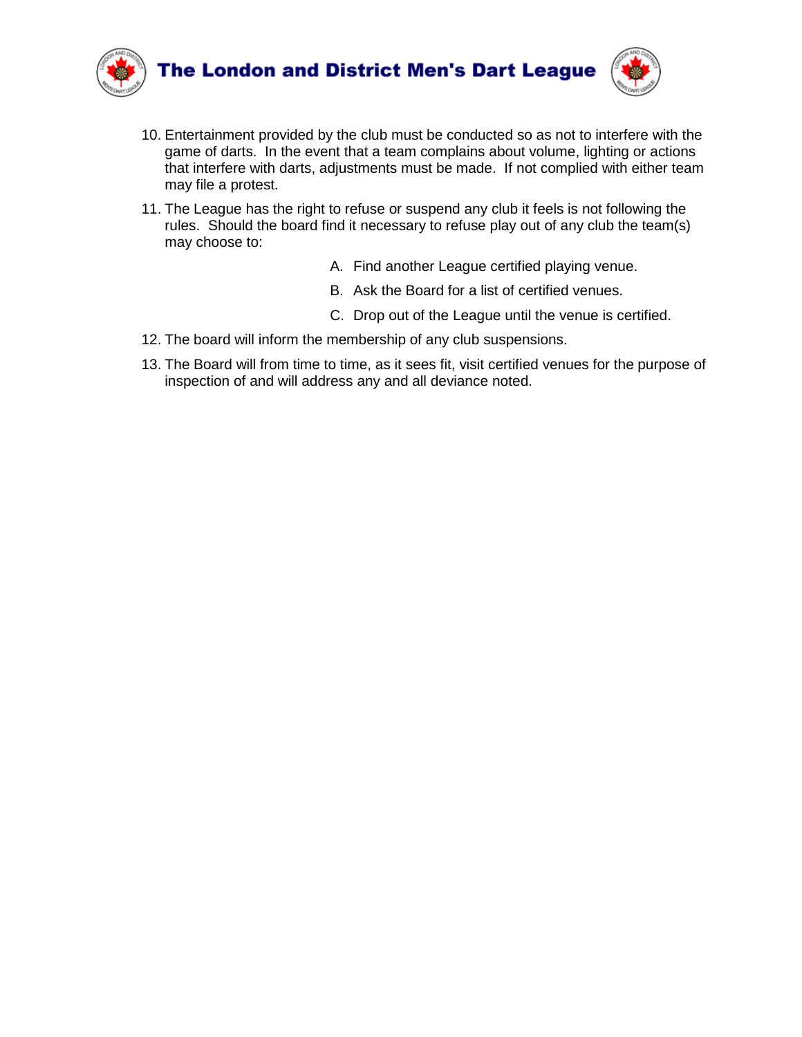10. Entertainment provided by the club must be conducted so as not to interfere with the game of darts. In the event that a team complains about volume, lighting or actions that interfere with darts, adjustments must be made. If not complied with either team may file a protest.
11. The League has the right to refuse or suspend any club it feels is not following the rules. Should the board find it necessary to refuse play out of any club the team(s) may choose to:
    A. Find another League certified playing venue.
    B. Ask the Board for a list of certified venues.
    C. Drop out of the League until the venue is certified.
12. The board will inform the membership of any club suspensions.
13. The Board will from time to time, as it sees fit, visit certified venues for the purpose of inspection of and will address any and all deviance noted.